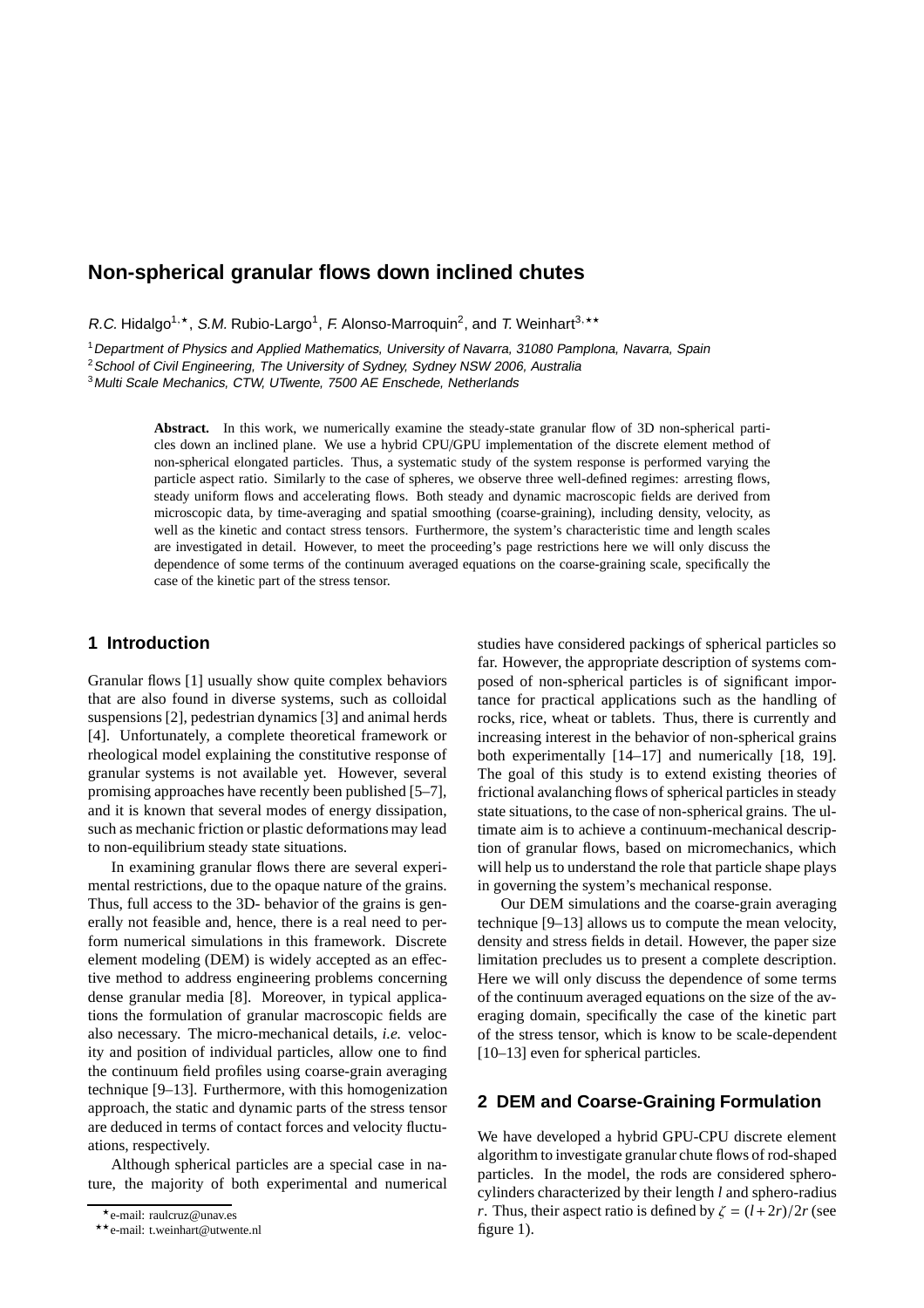# Non-spherical granular flows down inclined chutes

*R.C.* Hidalgo[1,⋆], *S.M.* Rubio-Largo[1], *F.* Alonso-Marroquin[2], and *T.* Weinhart[3,⋆⋆]

[1] *Department of Physics and Applied Mathematics, University of Navarra, 31080 Pamplona, Navarra, Spain*
[2] *School of Civil Engineering, The University of Sydney, Sydney NSW 2006, Australia*
[3] *Multi Scale Mechanics, CTW, UTwente, 7500 AE Enschede, Netherlands*

**Abstract.** In this work, we numerically examine the steady-state granular flow of 3D non-spherical particles down an inclined plane. We use a hybrid CPU/GPU implementation of the discrete element method of non-spherical elongated particles. Thus, a systematic study of the system response is performed varying the particle aspect ratio. Similarly to the case of spheres, we observe three well-defined regimes: arresting flows, steady uniform flows and accelerating flows. Both steady and dynamic macroscopic fields are derived from microscopic data, by time-averaging and spatial smoothing (coarse-graining), including density, velocity, as well as the kinetic and contact stress tensors. Furthermore, the system's characteristic time and length scales are investigated in detail. However, to meet the proceeding's page restrictions here we will only discuss the dependence of some terms of the continuum averaged equations on the coarse-graining scale, specifically the case of the kinetic part of the stress tensor.

## 1 Introduction

Granular flows [1] usually show quite complex behaviors that are also found in diverse systems, such as colloidal suspensions [2], pedestrian dynamics [3] and animal herds [4]. Unfortunately, a complete theoretical framework or rheological model explaining the constitutive response of granular systems is not available yet. However, several promising approaches have recently been published [5–7], and it is known that several modes of energy dissipation, such as mechanic friction or plastic deformations may lead to non-equilibrium steady state situations.

In examining granular flows there are several experimental restrictions, due to the opaque nature of the grains. Thus, full access to the 3D- behavior of the grains is generally not feasible and, hence, there is a real need to perform numerical simulations in this framework. Discrete element modeling (DEM) is widely accepted as an effective method to address engineering problems concerning dense granular media [8]. Moreover, in typical applications the formulation of granular macroscopic fields are also necessary. The micro-mechanical details, *i.e.* velocity and position of individual particles, allow one to find the continuum field profiles using coarse-grain averaging technique [9–13]. Furthermore, with this homogenization approach, the static and dynamic parts of the stress tensor are deduced in terms of contact forces and velocity fluctuations, respectively.

Although spherical particles are a special case in nature, the majority of both experimental and numerical studies have considered packings of spherical particles so far. However, the appropriate description of systems composed of non-spherical particles is of significant importance for practical applications such as the handling of rocks, rice, wheat or tablets. Thus, there is currently and increasing interest in the behavior of non-spherical grains both experimentally [14–17] and numerically [18, 19]. The goal of this study is to extend existing theories of frictional avalanching flows of spherical particles in steady state situations, to the case of non-spherical grains. The ultimate aim is to achieve a continuum-mechanical description of granular flows, based on micromechanics, which will help us to understand the role that particle shape plays in governing the system's mechanical response.

Our DEM simulations and the coarse-grain averaging technique [9–13] allows us to compute the mean velocity, density and stress fields in detail. However, the paper size limitation precludes us to present a complete description. Here we will only discuss the dependence of some terms of the continuum averaged equations on the size of the averaging domain, specifically the case of the kinetic part of the stress tensor, which is know to be scale-dependent [10–13] even for spherical particles.

## 2 DEM and Coarse-Graining Formulation

We have developed a hybrid GPU-CPU discrete element algorithm to investigate granular chute flows of rod-shaped particles. In the model, the rods are considered spherocylinders characterized by their length $l$ and sphero-radius $r$. Thus, their aspect ratio is defined by $\zeta = (l+2r)/2r$ (see figure 1).

⋆e-mail: raulcruz@unav.es
⋆⋆e-mail: t.weinhart@utwente.nl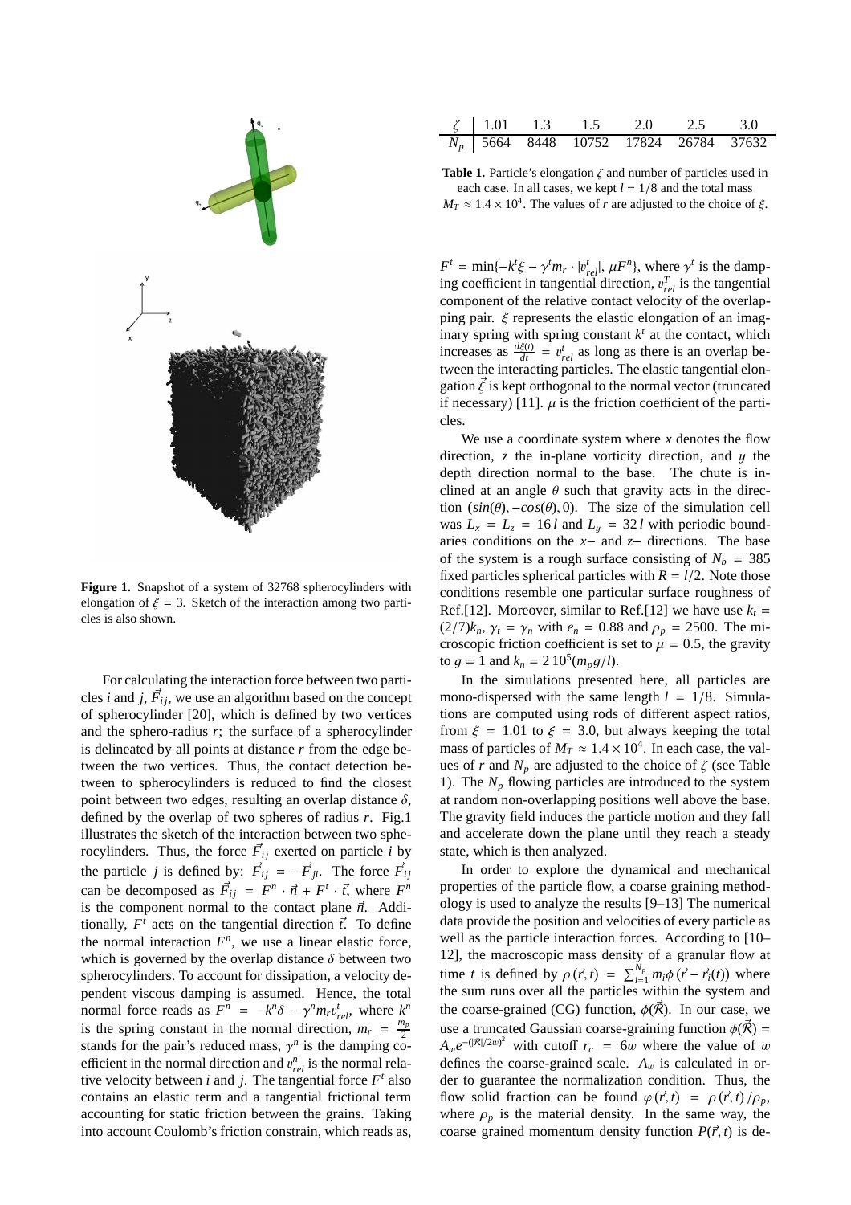Figure 1. Snapshot of a system of 32768 spherocylinders with elongation of $\xi = 3$. Sketch of the interaction among two particles is also shown.

For calculating the interaction force between two particles $i$ and $j$, $\vec{F}_{ij}$, we use an algorithm based on the concept of spherocylinder [20], which is defined by two vertices and the sphero-radius $r$; the surface of a spherocylinder is delineated by all points at distance $r$ from the edge between the two vertices. Thus, the contact detection between to spherocylinders is reduced to find the closest point between two edges, resulting an overlap distance $\delta$, defined by the overlap of two spheres of radius $r$. Fig.1 illustrates the sketch of the interaction between two spherocylinders. Thus, the force $\vec{F}_{ij}$ exerted on particle $i$ by the particle $j$ is defined by: $\vec{F}_{ij} = -\vec{F}_{ji}$. The force $\vec{F}_{ij}$ can be decomposed as $\vec{F}_{ij} = F^n \cdot \vec{n} + F^t \cdot \vec{t}$, where $F^n$ is the component normal to the contact plane $\vec{n}$. Additionally, $F^t$ acts on the tangential direction $\vec{t}$. To define the normal interaction $F^n$, we use a linear elastic force, which is governed by the overlap distance $\delta$ between two spherocylinders. To account for dissipation, a velocity dependent viscous damping is assumed. Hence, the total normal force reads as $F^n = -k^n\delta - \gamma^n m_r v^t_{rel}$, where $k^n$ is the spring constant in the normal direction, $m_r = \frac{m_p}{2}$ stands for the pair's reduced mass, $\gamma^n$ is the damping coefficient in the normal direction and $v^n_{rel}$ is the normal relative velocity between $i$ and $j$. The tangential force $F^t$ also contains an elastic term and a tangential frictional term accounting for static friction between the grains. Taking into account Coulomb's friction constrain, which reads as,

| $\zeta$ | 1.01 | 1.3 | 1.5 | 2.0 | 2.5 | 3.0 |
|---|---|---|---|---|---|---|
| $N_p$ | 5664 | 8448 | 10752 | 17824 | 26784 | 37632 |

Table 1. Particle's elongation $\zeta$ and number of particles used in each case. In all cases, we kept $l = 1/8$ and the total mass $M_T \approx 1.4 \times 10^4$. The values of $r$ are adjusted to the choice of $\xi$.

$F^t = \min\{-k^t\xi - \gamma^t m_r \cdot |v^t_{rel}|, \mu F^n\}$, where $\gamma^t$ is the damping coefficient in tangential direction, $v^T_{rel}$ is the tangential component of the relative contact velocity of the overlapping pair. $\xi$ represents the elastic elongation of an imaginary spring with spring constant $k^t$ at the contact, which increases as $\frac{d\xi(t)}{dt} = v^t_{rel}$ as long as there is an overlap between the interacting particles. The elastic tangential elongation $\vec{\xi}$ is kept orthogonal to the normal vector (truncated if necessary) [11]. $\mu$ is the friction coefficient of the particles.

We use a coordinate system where $x$ denotes the flow direction, $z$ the in-plane vorticity direction, and $y$ the depth direction normal to the base. The chute is inclined at an angle $\theta$ such that gravity acts in the direction $(sin(\theta), -cos(\theta), 0)$. The size of the simulation cell was $L_x = L_z = 16\,l$ and $L_y = 32\,l$ with periodic boundaries conditions on the $x-$ and $z-$ directions. The base of the system is a rough surface consisting of $N_b = 385$ fixed particles spherical particles with $R = l/2$. Note those conditions resemble one particular surface roughness of Ref.[12]. Moreover, similar to Ref.[12] we have use $k_t = (2/7)k_n$, $\gamma_t = \gamma_n$ with $e_n = 0.88$ and $\rho_p = 2500$. The microscopic friction coefficient is set to $\mu = 0.5$, the gravity to $g = 1$ and $k_n = 2\,10^5(m_p g/l)$.

In the simulations presented here, all particles are mono-dispersed with the same length $l = 1/8$. Simulations are computed using rods of different aspect ratios, from $\xi = 1.01$ to $\xi = 3.0$, but always keeping the total mass of particles of $M_T \approx 1.4 \times 10^4$. In each case, the values of $r$ and $N_p$ are adjusted to the choice of $\zeta$ (see Table 1). The $N_p$ flowing particles are introduced to the system at random non-overlapping positions well above the base. The gravity field induces the particle motion and they fall and accelerate down the plane until they reach a steady state, which is then analyzed.

In order to explore the dynamical and mechanical properties of the particle flow, a coarse graining methodology is used to analyze the results [9–13] The numerical data provide the position and velocities of every particle as well as the particle interaction forces. According to [10–12], the macroscopic mass density of a granular flow at time $t$ is defined by $\rho(\vec{r}, t) = \sum_{i=1}^{N_p} m_i \phi(\vec{r} - \vec{r}_i(t))$ where the sum runs over all the particles within the system and the coarse-grained (CG) function, $\phi(\vec{\mathcal{R}})$. In our case, we use a truncated Gaussian coarse-graining function $\phi(\vec{\mathcal{R}}) = A_w e^{-(|\vec{\mathcal{R}}|/2w)^2}$ with cutoff $r_c = 6w$ where the value of $w$ defines the coarse-grained scale. $A_w$ is calculated in order to guarantee the normalization condition. Thus, the flow solid fraction can be found $\varphi(\vec{r}, t) = \rho(\vec{r}, t)/\rho_p$, where $\rho_p$ is the material density. In the same way, the coarse grained momentum density function $P(\vec{r}, t)$ is de-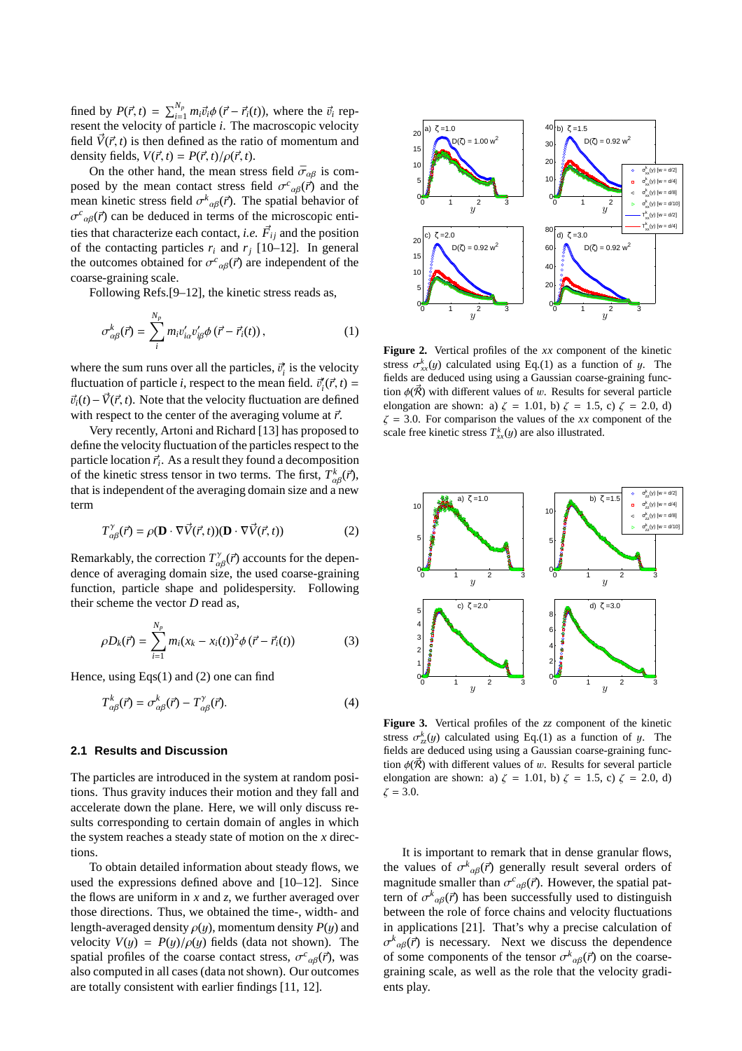fined by $P(\vec{r},t) = \sum_{i=1}^{N_p} m_i \vec{v}_i \phi(\vec{r} - \vec{r}_i(t))$, where the $\vec{v}_i$ represent the velocity of particle $i$. The macroscopic velocity field $\vec{V}(\vec{r},t)$ is then defined as the ratio of momentum and density fields, $V(\vec{r},t) = P(\vec{r},t)/\rho(\vec{r},t)$.

On the other hand, the mean stress field $\bar{\sigma}_{\alpha\beta}$ is composed by the mean contact stress field $\sigma^c{}_{\alpha\beta}(\vec{r})$ and the mean kinetic stress field $\sigma^k{}_{\alpha\beta}(\vec{r})$. The spatial behavior of $\sigma^c{}_{\alpha\beta}(\vec{r})$ can be deduced in terms of the microscopic entities that characterize each contact, *i.e.* $\vec{F}_{ij}$ and the position of the contacting particles $r_i$ and $r_j$ [10–12]. In general the outcomes obtained for $\sigma^c{}_{\alpha\beta}(\vec{r})$ are independent of the coarse-graining scale.

Following Refs.[9–12], the kinetic stress reads as,

$$\sigma^k_{\alpha\beta}(\vec{r}) = \sum_i^{N_p} m_i v'_{i\alpha} v'_{i\beta} \phi(\vec{r} - \vec{r}_i(t)), \tag{1}$$

where the sum runs over all the particles, $\vec{v}'_i$ is the velocity fluctuation of particle $i$, respect to the mean field. $\vec{v}'_i(\vec{r},t) = \vec{v}_i(t) - \vec{V}(\vec{r},t)$. Note that the velocity fluctuation are defined with respect to the center of the averaging volume at $\vec{r}$.

Very recently, Artoni and Richard [13] has proposed to define the velocity fluctuation of the particles respect to the particle location $\vec{r}_i$. As a result they found a decomposition of the kinetic stress tensor in two terms. The first, $T^k_{\alpha\beta}(\vec{r})$, that is independent of the averaging domain size and a new term

$$T^\gamma_{\alpha\beta}(\vec{r}) = \rho(\mathbf{D} \cdot \nabla\vec{V}(\vec{r},t))(\mathbf{D} \cdot \nabla\vec{V}(\vec{r},t)) \tag{2}$$

Remarkably, the correction $T^\gamma_{\alpha\beta}(\vec{r})$ accounts for the dependence of averaging domain size, the used coarse-graining function, particle shape and polidespersity. Following their scheme the vector $D$ read as,

$$\rho D_k(\vec{r}) = \sum_{i=1}^{N_p} m_i (x_k - x_i(t))^2 \phi(\vec{r} - \vec{r}_i(t)) \tag{3}$$

Hence, using Eqs(1) and (2) one can find

$$T^k_{\alpha\beta}(\vec{r}) = \sigma^k_{\alpha\beta}(\vec{r}) - T^\gamma_{\alpha\beta}(\vec{r}). \tag{4}$$

### 2.1 Results and Discussion

The particles are introduced in the system at random positions. Thus gravity induces their motion and they fall and accelerate down the plane. Here, we will only discuss results corresponding to certain domain of angles in which the system reaches a steady state of motion on the $x$ directions.

To obtain detailed information about steady flows, we used the expressions defined above and [10–12]. Since the flows are uniform in $x$ and $z$, we further averaged over those directions. Thus, we obtained the time-, width- and length-averaged density $\rho(y)$, momentum density $P(y)$ and velocity $V(y) = P(y)/\rho(y)$ fields (data not shown). The spatial profiles of the coarse contact stress, $\sigma^c{}_{\alpha\beta}(\vec{r})$, was also computed in all cases (data not shown). Our outcomes are totally consistent with earlier findings [11, 12].

**Figure 2.** Vertical profiles of the $xx$ component of the kinetic stress $\sigma^k_{xx}(y)$ calculated using Eq.(1) as a function of $y$. The fields are deduced using using a Gaussian coarse-graining function $\phi(\vec{\mathcal{R}})$ with different values of $w$. Results for several particle elongation are shown: a) $\zeta = 1.01$, b) $\zeta = 1.5$, c) $\zeta = 2.0$, d) $\zeta = 3.0$. For comparison the values of the $xx$ component of the scale free kinetic stress $T^k_{xx}(y)$ are also illustrated.

**Figure 3.** Vertical profiles of the $zz$ component of the kinetic stress $\sigma^k_{zz}(y)$ calculated using Eq.(1) as a function of $y$. The fields are deduced using using a Gaussian coarse-graining function $\phi(\vec{\mathcal{R}})$ with different values of $w$. Results for several particle elongation are shown: a) $\zeta = 1.01$, b) $\zeta = 1.5$, c) $\zeta = 2.0$, d) $\zeta = 3.0$.

It is important to remark that in dense granular flows, the values of $\sigma^k{}_{\alpha\beta}(\vec{r})$ generally result several orders of magnitude smaller than $\sigma^c{}_{\alpha\beta}(\vec{r})$. However, the spatial pattern of $\sigma^k{}_{\alpha\beta}(\vec{r})$ has been successfully used to distinguish between the role of force chains and velocity fluctuations in applications [21]. That's why a precise calculation of $\sigma^k{}_{\alpha\beta}(\vec{r})$ is necessary. Next we discuss the dependence of some components of the tensor $\sigma^k{}_{\alpha\beta}(\vec{r})$ on the coarse-graining scale, as well as the role that the velocity gradients play.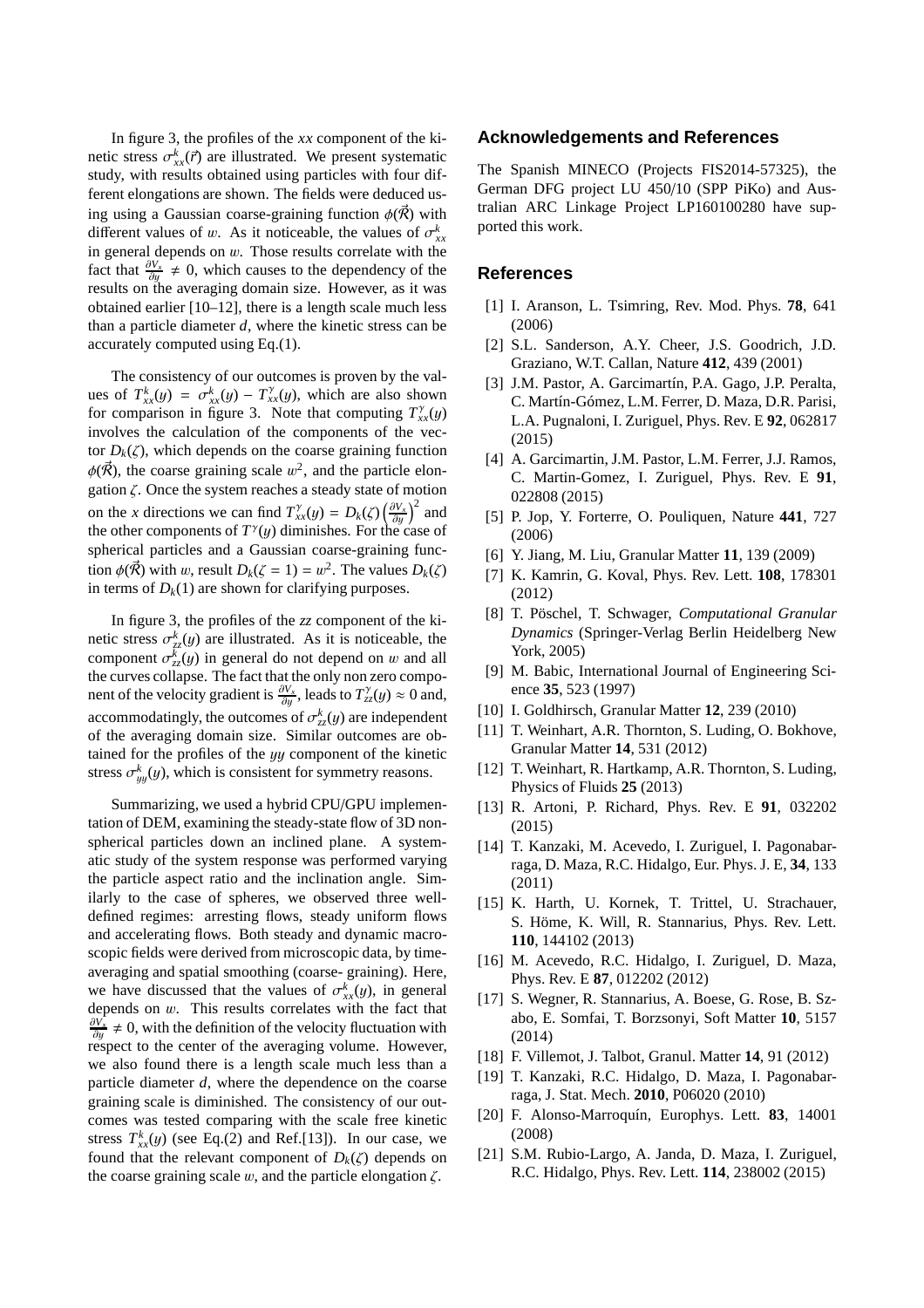In figure 3, the profiles of the $xx$ component of the kinetic stress $\sigma^k_{xx}(\vec{r})$ are illustrated. We present systematic study, with results obtained using particles with four different elongations are shown. The fields were deduced using using a Gaussian coarse-graining function $\phi(\vec{\mathcal{R}})$ with different values of $w$. As it noticeable, the values of $\sigma^k_{xx}$ in general depends on $w$. Those results correlate with the fact that $\frac{\partial V_x}{\partial y} \neq 0$, which causes to the dependency of the results on the averaging domain size. However, as it was obtained earlier [10–12], there is a length scale much less than a particle diameter $d$, where the kinetic stress can be accurately computed using Eq.(1).

The consistency of our outcomes is proven by the values of $T^k_{xx}(y) = \sigma^k_{xx}(y) - T^\gamma_{xx}(y)$, which are also shown for comparison in figure 3. Note that computing $T^\gamma_{xx}(y)$ involves the calculation of the components of the vector $D_k(\zeta)$, which depends on the coarse graining function $\phi(\vec{\mathcal{R}})$, the coarse graining scale $w^2$, and the particle elongation $\zeta$. Once the system reaches a steady state of motion on the $x$ directions we can find $T^\gamma_{xx}(y) = D_k(\zeta)\left(\frac{\partial V_x}{\partial y}\right)^2$ and the other components of $T^\gamma(y)$ diminishes. For the case of spherical particles and a Gaussian coarse-graining function $\phi(\vec{\mathcal{R}})$ with $w$, result $D_k(\zeta = 1) = w^2$. The values $D_k(\zeta)$ in terms of $D_k(1)$ are shown for clarifying purposes.

In figure 3, the profiles of the $zz$ component of the kinetic stress $\sigma^k_{zz}(y)$ are illustrated. As it is noticeable, the component $\sigma^k_{zz}(y)$ in general do not depend on $w$ and all the curves collapse. The fact that the only non zero component of the velocity gradient is $\frac{\partial V_x}{\partial y}$, leads to $T^\gamma_{zz}(y) \approx 0$ and, accommodatingly, the outcomes of $\sigma^k_{zz}(y)$ are independent of the averaging domain size. Similar outcomes are obtained for the profiles of the $yy$ component of the kinetic stress $\sigma^k_{yy}(y)$, which is consistent for symmetry reasons.

Summarizing, we used a hybrid CPU/GPU implementation of DEM, examining the steady-state flow of 3D nonspherical particles down an inclined plane. A systematic study of the system response was performed varying the particle aspect ratio and the inclination angle. Similarly to the case of spheres, we observed three well-defined regimes: arresting flows, steady uniform flows and accelerating flows. Both steady and dynamic macroscopic fields were derived from microscopic data, by time-averaging and spatial smoothing (coarse- graining). Here, we have discussed that the values of $\sigma^k_{xx}(y)$, in general depends on $w$. This results correlates with the fact that $\frac{\partial V_x}{\partial y} \neq 0$, with the definition of the velocity fluctuation with respect to the center of the averaging volume. However, we also found there is a length scale much less than a particle diameter $d$, where the dependence on the coarse graining scale is diminished. The consistency of our outcomes was tested comparing with the scale free kinetic stress $T^k_{xx}(y)$ (see Eq.(2) and Ref.[13]). In our case, we found that the relevant component of $D_k(\zeta)$ depends on the coarse graining scale $w$, and the particle elongation $\zeta$.

## Acknowledgements and References

The Spanish MINECO (Projects FIS2014-57325), the German DFG project LU 450/10 (SPP PiKo) and Australian ARC Linkage Project LP160100280 have supported this work.

## References

[1] I. Aranson, L. Tsimring, Rev. Mod. Phys. **78**, 641 (2006)

[2] S.L. Sanderson, A.Y. Cheer, J.S. Goodrich, J.D. Graziano, W.T. Callan, Nature **412**, 439 (2001)

[3] J.M. Pastor, A. Garcimartín, P.A. Gago, J.P. Peralta, C. Martín-Gómez, L.M. Ferrer, D. Maza, D.R. Parisi, L.A. Pugnaloni, I. Zuriguel, Phys. Rev. E **92**, 062817 (2015)

[4] A. Garcimartin, J.M. Pastor, L.M. Ferrer, J.J. Ramos, C. Martin-Gomez, I. Zuriguel, Phys. Rev. E **91**, 022808 (2015)

[5] P. Jop, Y. Forterre, O. Pouliquen, Nature **441**, 727 (2006)

[6] Y. Jiang, M. Liu, Granular Matter **11**, 139 (2009)

[7] K. Kamrin, G. Koval, Phys. Rev. Lett. **108**, 178301 (2012)

[8] T. Pöschel, T. Schwager, *Computational Granular Dynamics* (Springer-Verlag Berlin Heidelberg New York, 2005)

[9] M. Babic, International Journal of Engineering Science **35**, 523 (1997)

[10] I. Goldhirsch, Granular Matter **12**, 239 (2010)

[11] T. Weinhart, A.R. Thornton, S. Luding, O. Bokhove, Granular Matter **14**, 531 (2012)

[12] T. Weinhart, R. Hartkamp, A.R. Thornton, S. Luding, Physics of Fluids **25** (2013)

[13] R. Artoni, P. Richard, Phys. Rev. E **91**, 032202 (2015)

[14] T. Kanzaki, M. Acevedo, I. Zuriguel, I. Pagonabarraga, D. Maza, R.C. Hidalgo, Eur. Phys. J. E, **34**, 133 (2011)

[15] K. Harth, U. Kornek, T. Trittel, U. Strachauer, S. Höme, K. Will, R. Stannarius, Phys. Rev. Lett. **110**, 144102 (2013)

[16] M. Acevedo, R.C. Hidalgo, I. Zuriguel, D. Maza, Phys. Rev. E **87**, 012202 (2012)

[17] S. Wegner, R. Stannarius, A. Boese, G. Rose, B. Szabo, E. Somfai, T. Borzsonyi, Soft Matter **10**, 5157 (2014)

[18] F. Villemot, J. Talbot, Granul. Matter **14**, 91 (2012)

[19] T. Kanzaki, R.C. Hidalgo, D. Maza, I. Pagonabarraga, J. Stat. Mech. **2010**, P06020 (2010)

[20] F. Alonso-Marroquín, Europhys. Lett. **83**, 14001 (2008)

[21] S.M. Rubio-Largo, A. Janda, D. Maza, I. Zuriguel, R.C. Hidalgo, Phys. Rev. Lett. **114**, 238002 (2015)